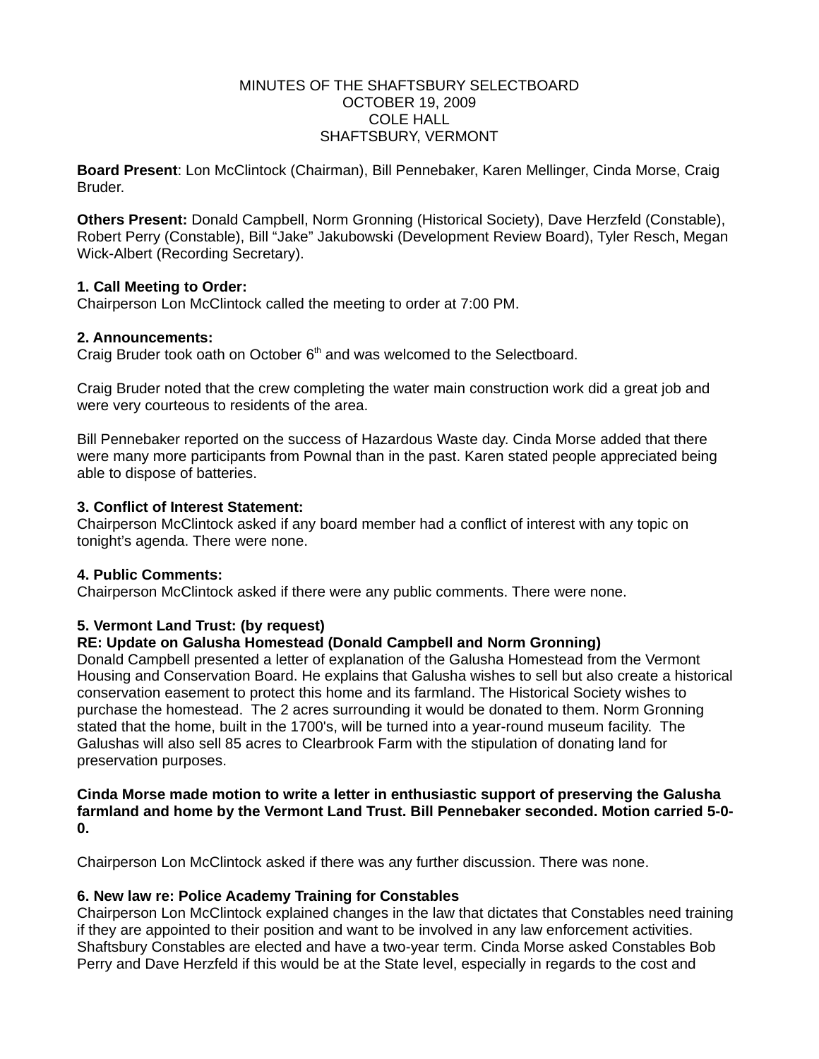MINUTES OF THE SHAFTSBURY SELECTBOARD
OCTOBER 19, 2009
COLE HALL
SHAFTSBURY, VERMONT

**Board Present**: Lon McClintock (Chairman), Bill Pennebaker, Karen Mellinger, Cinda Morse, Craig Bruder.

**Others Present:** Donald Campbell, Norm Gronning (Historical Society), Dave Herzfeld (Constable), Robert Perry (Constable), Bill "Jake" Jakubowski (Development Review Board), Tyler Resch, Megan Wick-Albert (Recording Secretary).

**1. Call Meeting to Order:**
Chairperson Lon McClintock called the meeting to order at 7:00 PM.

**2. Announcements:**
Craig Bruder took oath on October 6th and was welcomed to the Selectboard.

Craig Bruder noted that the crew completing the water main construction work did a great job and were very courteous to residents of the area.

Bill Pennebaker reported on the success of Hazardous Waste day. Cinda Morse added that there were many more participants from Pownal than in the past. Karen stated people appreciated being able to dispose of batteries.

**3. Conflict of Interest Statement:**
Chairperson McClintock asked if any board member had a conflict of interest with any topic on tonight's agenda. There were none.

**4. Public Comments:**
Chairperson McClintock asked if there were any public comments. There were none.

**5. Vermont Land Trust: (by request)**
**RE: Update on Galusha Homestead (Donald Campbell and Norm Gronning)**
Donald Campbell presented a letter of explanation of the Galusha Homestead from the Vermont Housing and Conservation Board. He explains that Galusha wishes to sell but also create a historical conservation easement to protect this home and its farmland. The Historical Society wishes to purchase the homestead. The 2 acres surrounding it would be donated to them. Norm Gronning stated that the home, built in the 1700's, will be turned into a year-round museum facility. The Galushas will also sell 85 acres to Clearbrook Farm with the stipulation of donating land for preservation purposes.

**Cinda Morse made motion to write a letter in enthusiastic support of preserving the Galusha farmland and home by the Vermont Land Trust. Bill Pennebaker seconded. Motion carried 5-0-0.**

Chairperson Lon McClintock asked if there was any further discussion. There was none.

**6. New law re: Police Academy Training for Constables**
Chairperson Lon McClintock explained changes in the law that dictates that Constables need training if they are appointed to their position and want to be involved in any law enforcement activities. Shaftsbury Constables are elected and have a two-year term. Cinda Morse asked Constables Bob Perry and Dave Herzfeld if this would be at the State level, especially in regards to the cost and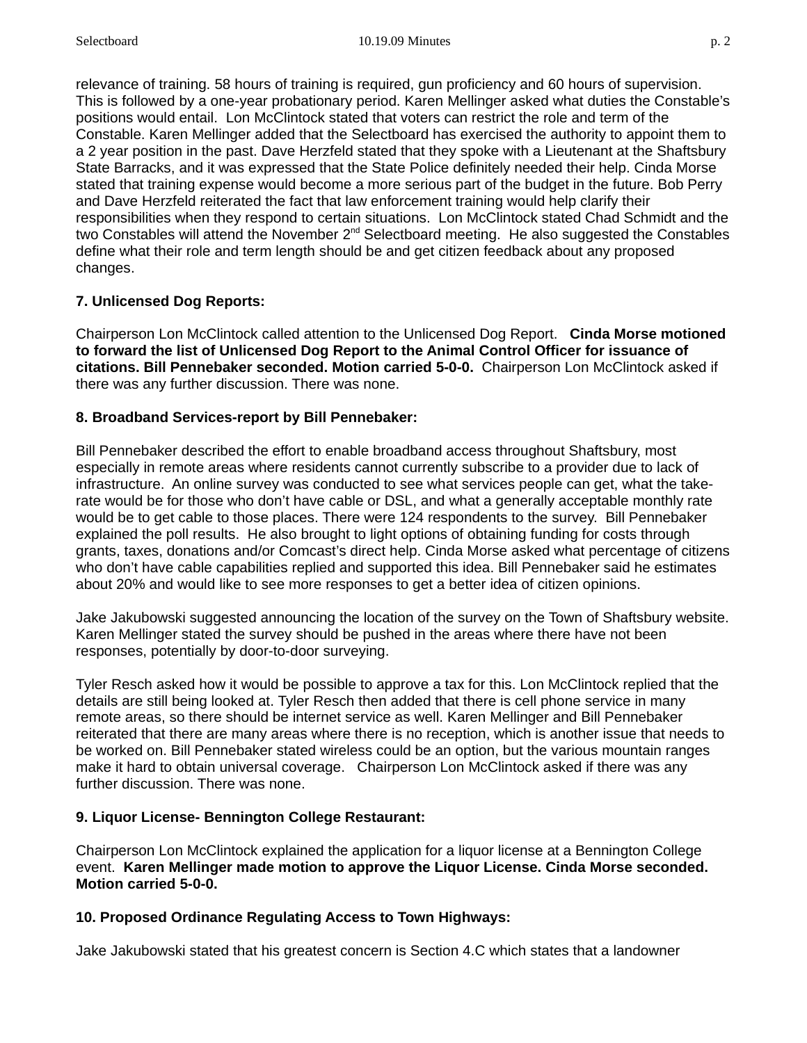relevance of training. 58 hours of training is required, gun proficiency and 60 hours of supervision. This is followed by a one-year probationary period. Karen Mellinger asked what duties the Constable's positions would entail. Lon McClintock stated that voters can restrict the role and term of the Constable. Karen Mellinger added that the Selectboard has exercised the authority to appoint them to a 2 year position in the past. Dave Herzfeld stated that they spoke with a Lieutenant at the Shaftsbury State Barracks, and it was expressed that the State Police definitely needed their help. Cinda Morse stated that training expense would become a more serious part of the budget in the future. Bob Perry and Dave Herzfeld reiterated the fact that law enforcement training would help clarify their responsibilities when they respond to certain situations. Lon McClintock stated Chad Schmidt and the two Constables will attend the November 2nd Selectboard meeting. He also suggested the Constables define what their role and term length should be and get citizen feedback about any proposed changes.

**7. Unlicensed Dog Reports:**

Chairperson Lon McClintock called attention to the Unlicensed Dog Report. **Cinda Morse motioned to forward the list of Unlicensed Dog Report to the Animal Control Officer for issuance of citations. Bill Pennebaker seconded. Motion carried 5-0-0.** Chairperson Lon McClintock asked if there was any further discussion. There was none.

**8. Broadband Services-report by Bill Pennebaker:**

Bill Pennebaker described the effort to enable broadband access throughout Shaftsbury, most especially in remote areas where residents cannot currently subscribe to a provider due to lack of infrastructure. An online survey was conducted to see what services people can get, what the take-rate would be for those who don't have cable or DSL, and what a generally acceptable monthly rate would be to get cable to those places. There were 124 respondents to the survey. Bill Pennebaker explained the poll results. He also brought to light options of obtaining funding for costs through grants, taxes, donations and/or Comcast's direct help. Cinda Morse asked what percentage of citizens who don't have cable capabilities replied and supported this idea. Bill Pennebaker said he estimates about 20% and would like to see more responses to get a better idea of citizen opinions.

Jake Jakubowski suggested announcing the location of the survey on the Town of Shaftsbury website. Karen Mellinger stated the survey should be pushed in the areas where there have not been responses, potentially by door-to-door surveying.

Tyler Resch asked how it would be possible to approve a tax for this. Lon McClintock replied that the details are still being looked at. Tyler Resch then added that there is cell phone service in many remote areas, so there should be internet service as well. Karen Mellinger and Bill Pennebaker reiterated that there are many areas where there is no reception, which is another issue that needs to be worked on. Bill Pennebaker stated wireless could be an option, but the various mountain ranges make it hard to obtain universal coverage. Chairperson Lon McClintock asked if there was any further discussion. There was none.

**9. Liquor License- Bennington College Restaurant:**

Chairperson Lon McClintock explained the application for a liquor license at a Bennington College event. **Karen Mellinger made motion to approve the Liquor License. Cinda Morse seconded. Motion carried 5-0-0.**

**10. Proposed Ordinance Regulating Access to Town Highways:**

Jake Jakubowski stated that his greatest concern is Section 4.C which states that a landowner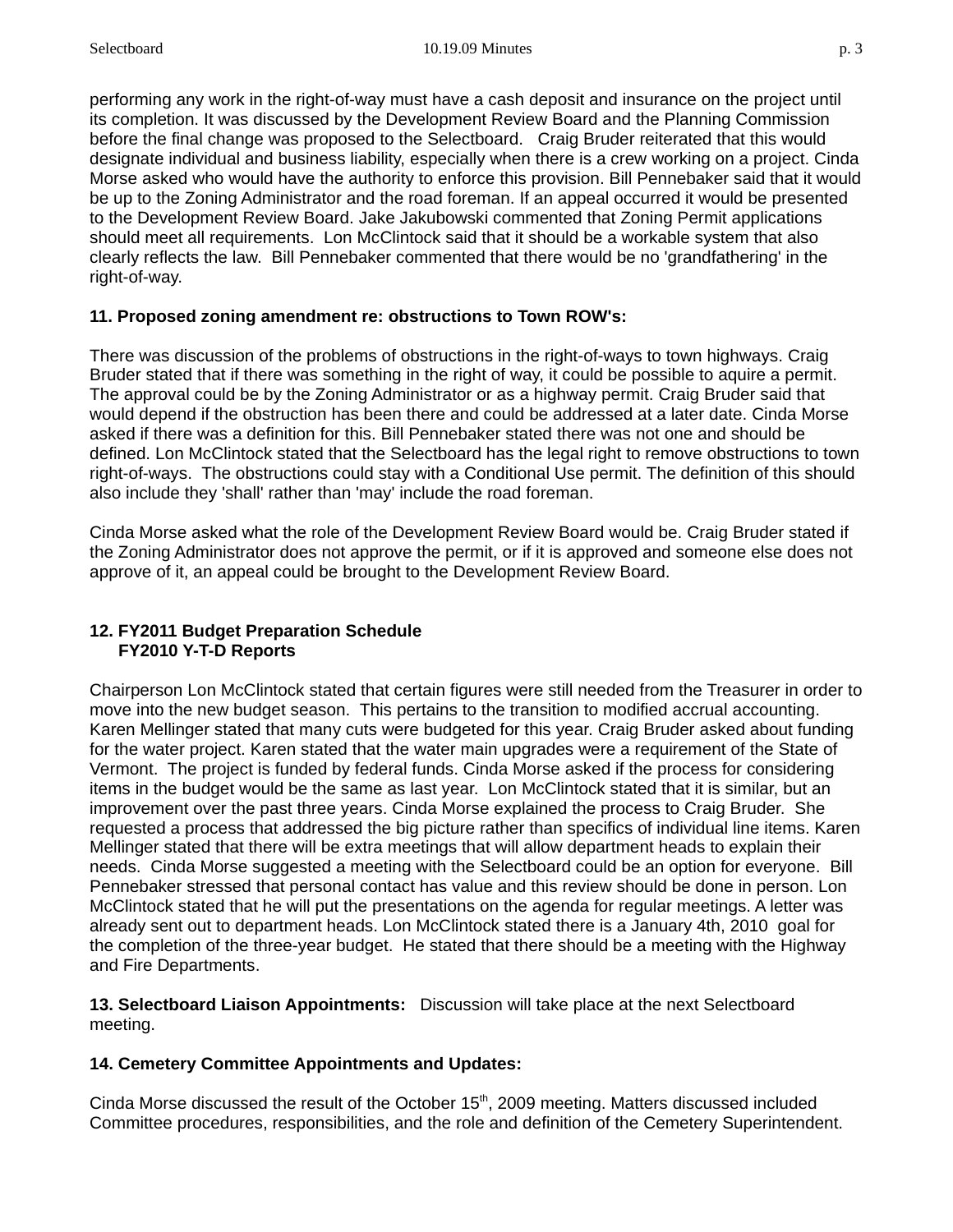performing any work in the right-of-way must have a cash deposit and insurance on the project until its completion. It was discussed by the Development Review Board and the Planning Commission before the final change was proposed to the Selectboard. Craig Bruder reiterated that this would designate individual and business liability, especially when there is a crew working on a project. Cinda Morse asked who would have the authority to enforce this provision. Bill Pennebaker said that it would be up to the Zoning Administrator and the road foreman. If an appeal occurred it would be presented to the Development Review Board. Jake Jakubowski commented that Zoning Permit applications should meet all requirements. Lon McClintock said that it should be a workable system that also clearly reflects the law. Bill Pennebaker commented that there would be no 'grandfathering' in the right-of-way.

**11. Proposed zoning amendment re: obstructions to Town ROW's:**

There was discussion of the problems of obstructions in the right-of-ways to town highways. Craig Bruder stated that if there was something in the right of way, it could be possible to aquire a permit. The approval could be by the Zoning Administrator or as a highway permit. Craig Bruder said that would depend if the obstruction has been there and could be addressed at a later date. Cinda Morse asked if there was a definition for this. Bill Pennebaker stated there was not one and should be defined. Lon McClintock stated that the Selectboard has the legal right to remove obstructions to town right-of-ways. The obstructions could stay with a Conditional Use permit. The definition of this should also include they 'shall' rather than 'may' include the road foreman.

Cinda Morse asked what the role of the Development Review Board would be. Craig Bruder stated if the Zoning Administrator does not approve the permit, or if it is approved and someone else does not approve of it, an appeal could be brought to the Development Review Board.

**12. FY2011 Budget Preparation Schedule**
**FY2010 Y-T-D Reports**

Chairperson Lon McClintock stated that certain figures were still needed from the Treasurer in order to move into the new budget season. This pertains to the transition to modified accrual accounting. Karen Mellinger stated that many cuts were budgeted for this year. Craig Bruder asked about funding for the water project. Karen stated that the water main upgrades were a requirement of the State of Vermont. The project is funded by federal funds. Cinda Morse asked if the process for considering items in the budget would be the same as last year. Lon McClintock stated that it is similar, but an improvement over the past three years. Cinda Morse explained the process to Craig Bruder. She requested a process that addressed the big picture rather than specifics of individual line items. Karen Mellinger stated that there will be extra meetings that will allow department heads to explain their needs. Cinda Morse suggested a meeting with the Selectboard could be an option for everyone. Bill Pennebaker stressed that personal contact has value and this review should be done in person. Lon McClintock stated that he will put the presentations on the agenda for regular meetings. A letter was already sent out to department heads. Lon McClintock stated there is a January 4th, 2010 goal for the completion of the three-year budget. He stated that there should be a meeting with the Highway and Fire Departments.

**13. Selectboard Liaison Appointments:** Discussion will take place at the next Selectboard meeting.

**14. Cemetery Committee Appointments and Updates:**

Cinda Morse discussed the result of the October 15th, 2009 meeting. Matters discussed included Committee procedures, responsibilities, and the role and definition of the Cemetery Superintendent.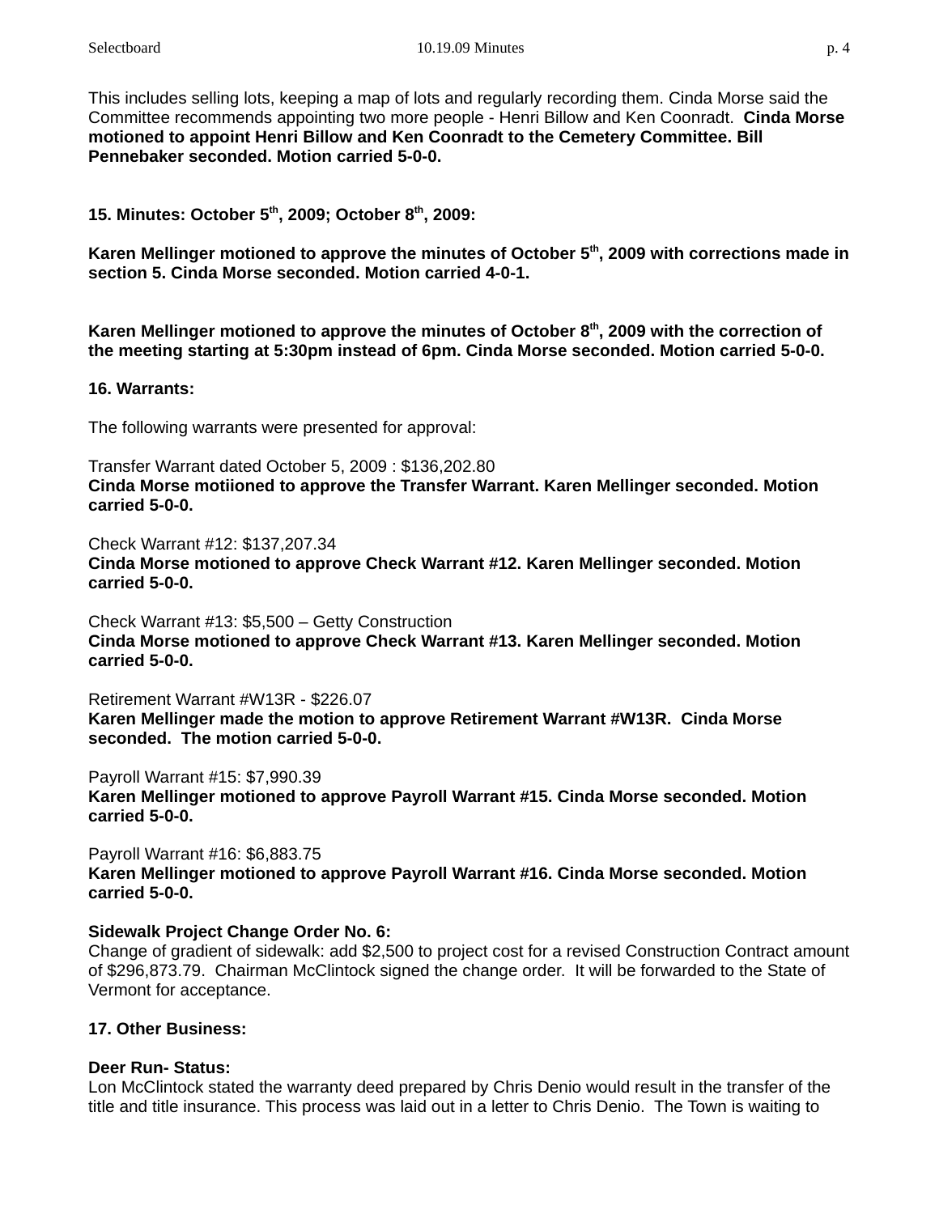This includes selling lots, keeping a map of lots and regularly recording them. Cinda Morse said the Committee recommends appointing two more people - Henri Billow and Ken Coonradt. **Cinda Morse motioned to appoint Henri Billow and Ken Coonradt to the Cemetery Committee. Bill Pennebaker seconded. Motion carried 5-0-0.**

**15. Minutes: October 5th, 2009; October 8th, 2009:**

**Karen Mellinger motioned to approve the minutes of October 5th, 2009 with corrections made in section 5. Cinda Morse seconded. Motion carried 4-0-1.**

**Karen Mellinger motioned to approve the minutes of October 8th, 2009 with the correction of the meeting starting at 5:30pm instead of 6pm. Cinda Morse seconded. Motion carried 5-0-0.**

**16. Warrants:**

The following warrants were presented for approval:

Transfer Warrant dated October 5, 2009 : $136,202.80
**Cinda Morse motiioned to approve the Transfer Warrant. Karen Mellinger seconded. Motion carried 5-0-0.**

Check Warrant #12: $137,207.34
**Cinda Morse motioned to approve Check Warrant #12. Karen Mellinger seconded. Motion carried 5-0-0.**

Check Warrant #13: $5,500 – Getty Construction
**Cinda Morse motioned to approve Check Warrant #13. Karen Mellinger seconded. Motion carried 5-0-0.**

Retirement Warrant #W13R - $226.07
**Karen Mellinger made the motion to approve Retirement Warrant #W13R. Cinda Morse seconded. The motion carried 5-0-0.**

Payroll Warrant #15: $7,990.39
**Karen Mellinger motioned to approve Payroll Warrant #15. Cinda Morse seconded. Motion carried 5-0-0.**

Payroll Warrant #16: $6,883.75
**Karen Mellinger motioned to approve Payroll Warrant #16. Cinda Morse seconded. Motion carried 5-0-0.**

**Sidewalk Project Change Order No. 6:**
Change of gradient of sidewalk: add $2,500 to project cost for a revised Construction Contract amount of $296,873.79. Chairman McClintock signed the change order. It will be forwarded to the State of Vermont for acceptance.

**17. Other Business:**

**Deer Run- Status:**
Lon McClintock stated the warranty deed prepared by Chris Denio would result in the transfer of the title and title insurance. This process was laid out in a letter to Chris Denio. The Town is waiting to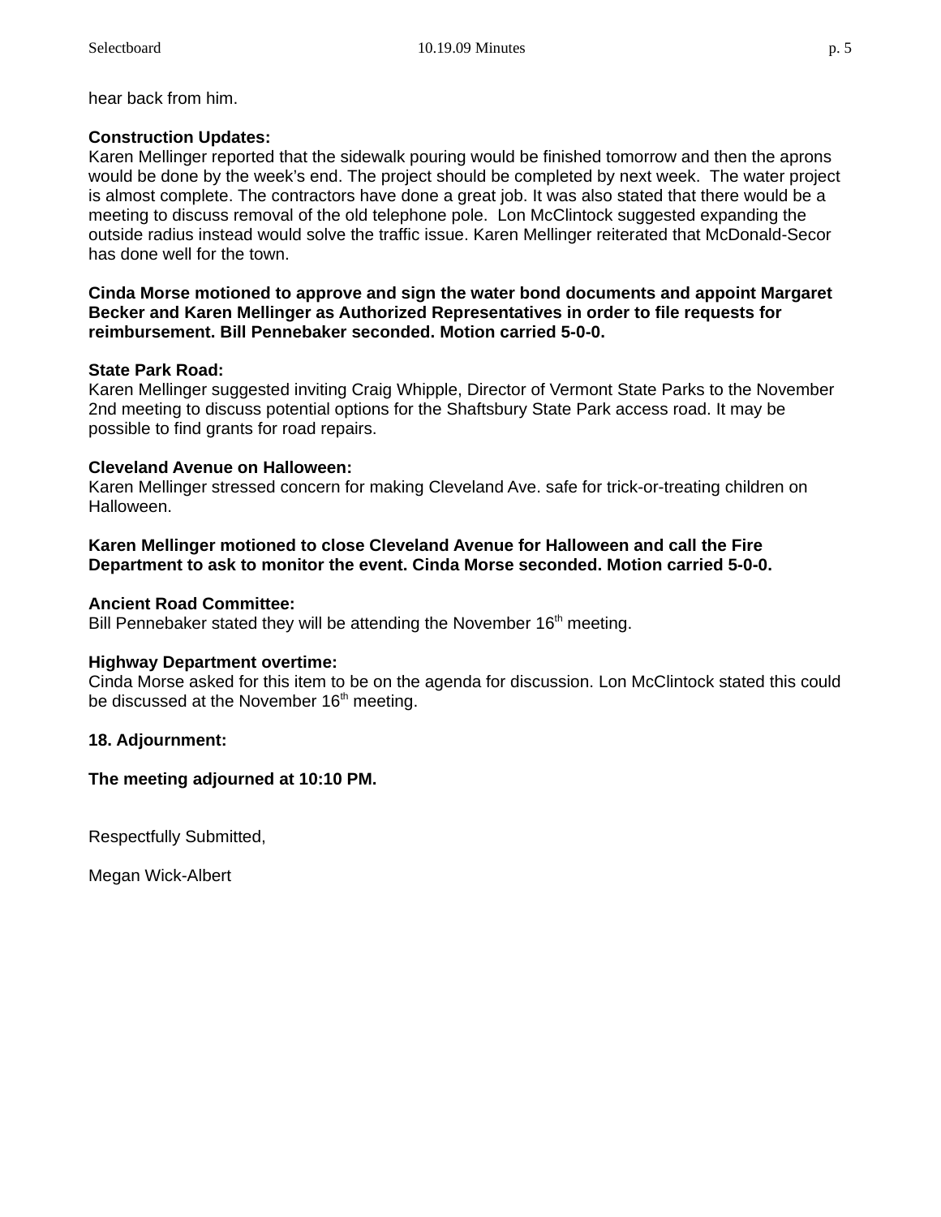hear back from him.

**Construction Updates:**
Karen Mellinger reported that the sidewalk pouring would be finished tomorrow and then the aprons would be done by the week's end. The project should be completed by next week. The water project is almost complete. The contractors have done a great job. It was also stated that there would be a meeting to discuss removal of the old telephone pole. Lon McClintock suggested expanding the outside radius instead would solve the traffic issue. Karen Mellinger reiterated that McDonald-Secor has done well for the town.

**Cinda Morse motioned to approve and sign the water bond documents and appoint Margaret Becker and Karen Mellinger as Authorized Representatives in order to file requests for reimbursement. Bill Pennebaker seconded. Motion carried 5-0-0.**

**State Park Road:**
Karen Mellinger suggested inviting Craig Whipple, Director of Vermont State Parks to the November 2nd meeting to discuss potential options for the Shaftsbury State Park access road. It may be possible to find grants for road repairs.

**Cleveland Avenue on Halloween:**
Karen Mellinger stressed concern for making Cleveland Ave. safe for trick-or-treating children on Halloween.

**Karen Mellinger motioned to close Cleveland Avenue for Halloween and call the Fire Department to ask to monitor the event. Cinda Morse seconded. Motion carried 5-0-0.**

**Ancient Road Committee:**
Bill Pennebaker stated they will be attending the November 16th meeting.

**Highway Department overtime:**
Cinda Morse asked for this item to be on the agenda for discussion. Lon McClintock stated this could be discussed at the November 16th meeting.

**18. Adjournment:**

**The meeting adjourned at 10:10 PM.**

Respectfully Submitted,

Megan Wick-Albert